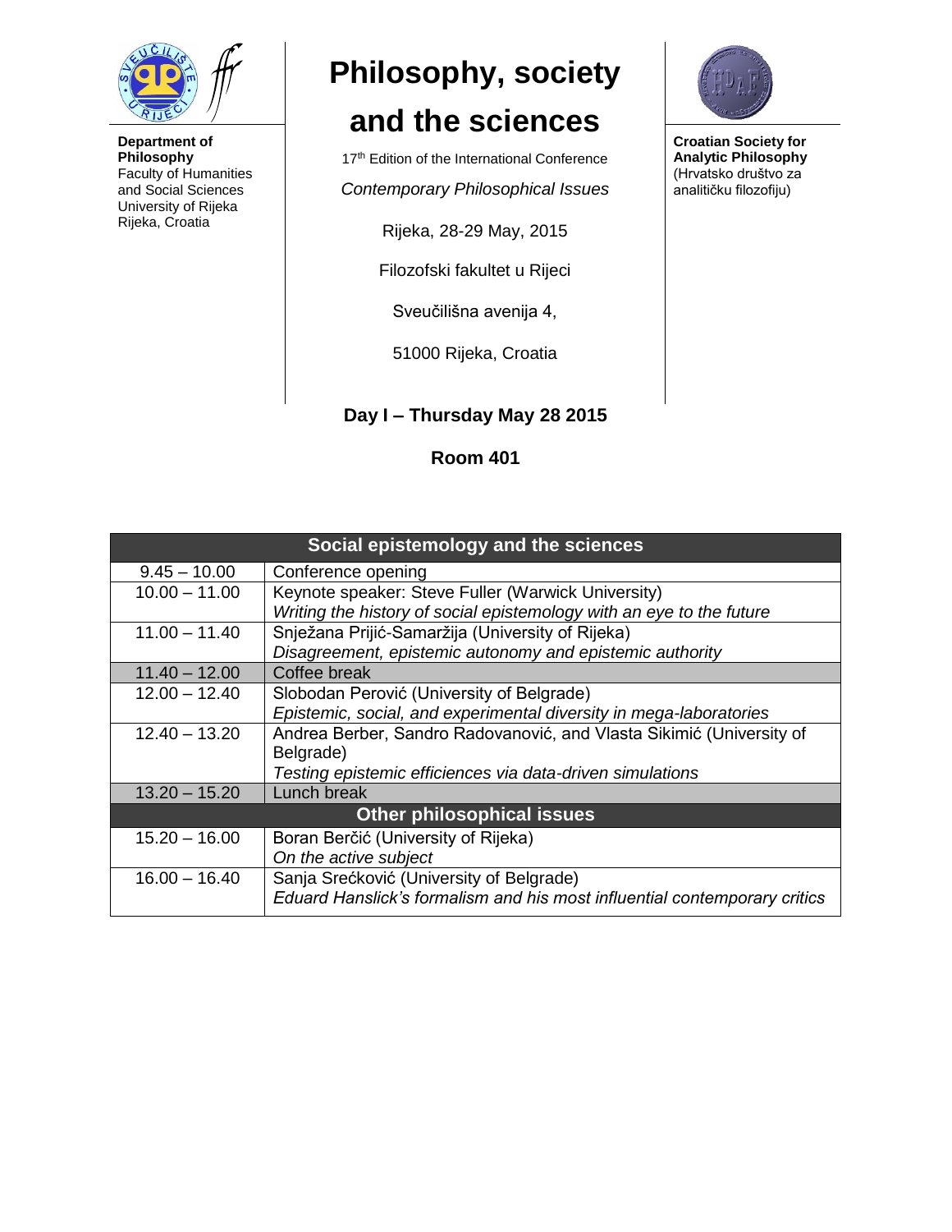**Department of Philosophy**
Faculty of Humanities and Social Sciences
University of Rijeka
Rijeka, Croatia

# Philosophy, society and the sciences

17th Edition of the International Conference

*Contemporary Philosophical Issues*

Rijeka, 28-29 May, 2015

Filozofski fakultet u Rijeci

Sveučilišna avenija 4,

51000 Rijeka, Croatia

**Croatian Society for Analytic Philosophy**
(Hrvatsko društvo za analitičku filozofiju)

## Day I – Thursday May 28 2015

### Room 401

| Social epistemology and the sciences | |
|---|---|
| 9.45 – 10.00 | Conference opening |
| 10.00 – 11.00 | Keynote speaker: Steve Fuller (Warwick University)<br>*Writing the history of social epistemology with an eye to the future* |
| 11.00 – 11.40 | Snježana Prijić-Samaržija (University of Rijeka)<br>*Disagreement, epistemic autonomy and epistemic authority* |
| 11.40 – 12.00 | Coffee break |
| 12.00 – 12.40 | Slobodan Perović (University of Belgrade)<br>*Epistemic, social, and experimental diversity in mega-laboratories* |
| 12.40 – 13.20 | Andrea Berber, Sandro Radovanović, and Vlasta Sikimić (University of Belgrade)<br>*Testing epistemic efficiences via data-driven simulations* |
| 13.20 – 15.20 | Lunch break |
| **Other philosophical issues** | |
| 15.20 – 16.00 | Boran Berčić (University of Rijeka)<br>*On the active subject* |
| 16.00 – 16.40 | Sanja Srećković (University of Belgrade)<br>*Eduard Hanslick's formalism and his most influential contemporary critics* |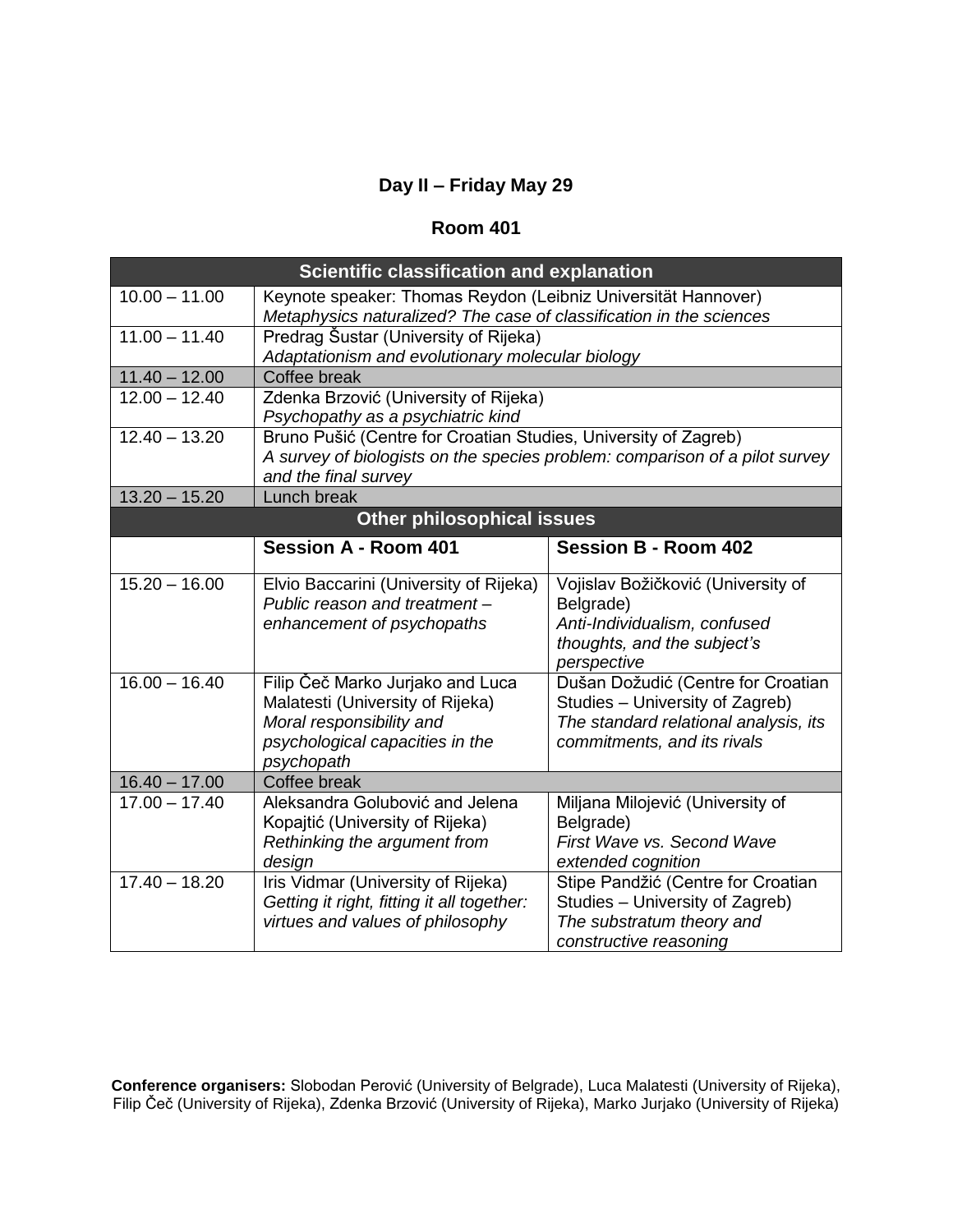## Day II – Friday May 29

### Room 401

| | | |
|---|---|---|
| **Scientific classification and explanation** | | |
| 10.00 – 11.00 | Keynote speaker: Thomas Reydon (Leibniz Universität Hannover)<br>*Metaphysics naturalized? The case of classification in the sciences* | |
| 11.00 – 11.40 | Predrag Šustar (University of Rijeka)<br>*Adaptationism and evolutionary molecular biology* | |
| 11.40 – 12.00 | Coffee break | |
| 12.00 – 12.40 | Zdenka Brzović (University of Rijeka)<br>*Psychopathy as a psychiatric kind* | |
| 12.40 – 13.20 | Bruno Pušić (Centre for Croatian Studies, University of Zagreb)<br>*A survey of biologists on the species problem: comparison of a pilot survey and the final survey* | |
| 13.20 – 15.20 | Lunch break | |
| **Other philosophical issues** | | |
| | **Session A - Room 401** | **Session B - Room 402** |
| 15.20 – 16.00 | Elvio Baccarini (University of Rijeka)<br>*Public reason and treatment – enhancement of psychopaths* | Vojislav Božičković (University of Belgrade)<br>*Anti-Individualism, confused thoughts, and the subject's perspective* |
| 16.00 – 16.40 | Filip Čeč Marko Jurjako and Luca Malatesti (University of Rijeka)<br>*Moral responsibility and psychological capacities in the psychopath* | Dušan Dožudić (Centre for Croatian Studies – University of Zagreb)<br>*The standard relational analysis, its commitments, and its rivals* |
| 16.40 – 17.00 | Coffee break | |
| 17.00 – 17.40 | Aleksandra Golubović and Jelena Kopajtić (University of Rijeka)<br>*Rethinking the argument from design* | Miljana Milojević (University of Belgrade)<br>*First Wave vs. Second Wave extended cognition* |
| 17.40 – 18.20 | Iris Vidmar (University of Rijeka)<br>*Getting it right, fitting it all together: virtues and values of philosophy* | Stipe Pandžić (Centre for Croatian Studies – University of Zagreb)<br>*The substratum theory and constructive reasoning* |

**Conference organisers:** Slobodan Perović (University of Belgrade), Luca Malatesti (University of Rijeka), Filip Čeč (University of Rijeka), Zdenka Brzović (University of Rijeka), Marko Jurjako (University of Rijeka)